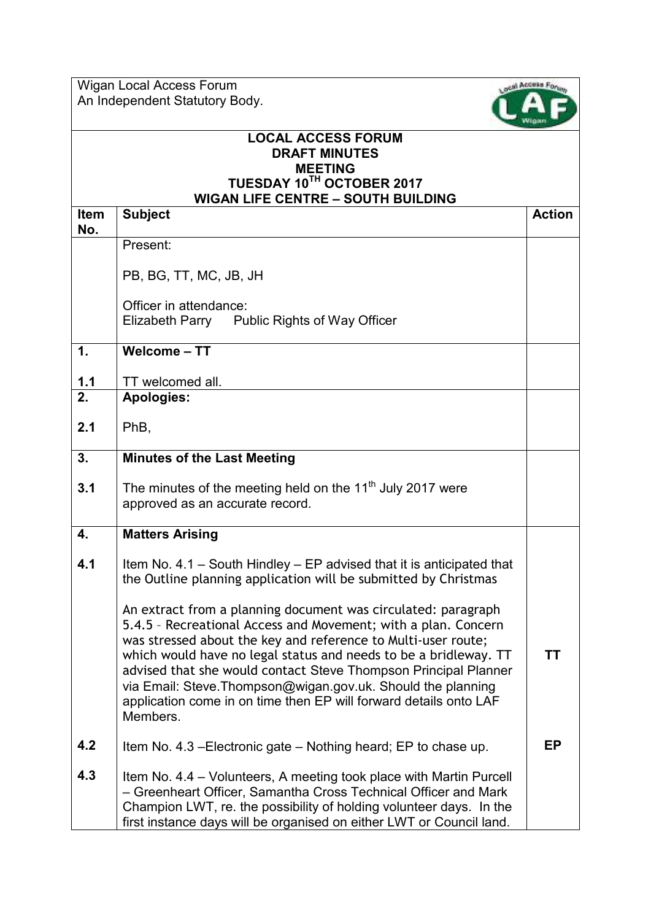Wigan Local Access Forum
An Independent Statutory Body.

**LOCAL ACCESS FORUM**
**DRAFT MINUTES**
**MEETING**
**TUESDAY 10TH OCTOBER 2017**
**WIGAN LIFE CENTRE – SOUTH BUILDING**

| Item No. | Subject | Action |
|---|---|---|
| | Present:<br><br>PB, BG, TT, MC, JB, JH<br><br>Officer in attendance:<br>Elizabeth Parry    Public Rights of Way Officer | |
| 1. | **Welcome – TT** | |
| 1.1 | TT welcomed all. | |
| 2. | **Apologies:** | |
| 2.1 | PhB, | |
| 3. | **Minutes of the Last Meeting** | |
| 3.1 | The minutes of the meeting held on the 11th July 2017 were approved as an accurate record. | |
| 4. | **Matters Arising** | |
| 4.1 | Item No. 4.1 – South Hindley – EP advised that it is anticipated that the Outline planning application will be submitted by Christmas<br><br>An extract from a planning document was circulated: paragraph 5.4.5 – Recreational Access and Movement; with a plan. Concern was stressed about the key and reference to Multi-user route; which would have no legal status and needs to be a bridleway. TT advised that she would contact Steve Thompson Principal Planner via Email: Steve.Thompson@wigan.gov.uk. Should the planning application come in on time then EP will forward details onto LAF Members. | **TT** |
| 4.2 | Item No. 4.3 –Electronic gate – Nothing heard; EP to chase up. | **EP** |
| 4.3 | Item No. 4.4 – Volunteers, A meeting took place with Martin Purcell – Greenheart Officer, Samantha Cross Technical Officer and Mark Champion LWT, re. the possibility of holding volunteer days. In the first instance days will be organised on either LWT or Council land. | |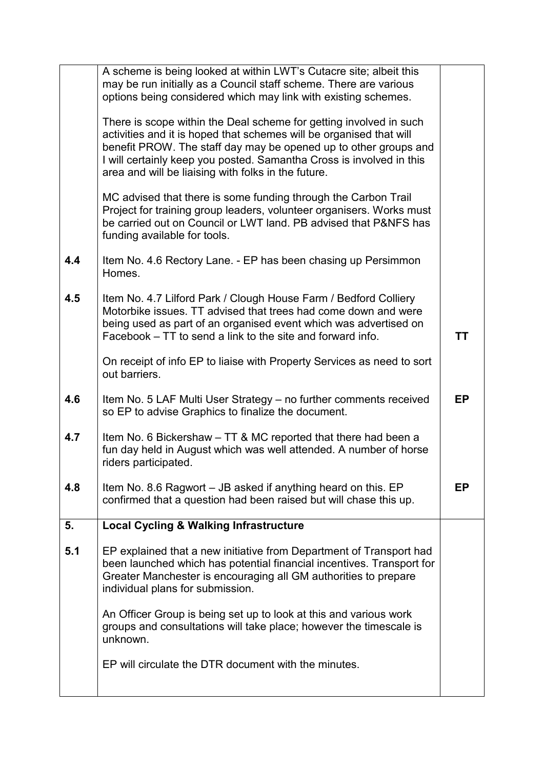| | | |
|---|---|---|
| | A scheme is being looked at within LWT's Cutacre site; albeit this may be run initially as a Council staff scheme. There are various options being considered which may link with existing schemes.<br><br>There is scope within the Deal scheme for getting involved in such activities and it is hoped that schemes will be organised that will benefit PROW. The staff day may be opened up to other groups and I will certainly keep you posted. Samantha Cross is involved in this area and will be liaising with folks in the future.<br><br>MC advised that there is some funding through the Carbon Trail Project for training group leaders, volunteer organisers. Works must be carried out on Council or LWT land. PB advised that P&NFS has funding available for tools. | |
| **4.4** | Item No. 4.6 Rectory Lane. - EP has been chasing up Persimmon Homes. | |
| **4.5** | Item No. 4.7 Lilford Park / Clough House Farm / Bedford Colliery Motorbike issues. TT advised that trees had come down and were being used as part of an organised event which was advertised on Facebook – TT to send a link to the site and forward info.<br><br>On receipt of info EP to liaise with Property Services as need to sort out barriers. | **TT** |
| **4.6** | Item No. 5 LAF Multi User Strategy – no further comments received so EP to advise Graphics to finalize the document. | **EP** |
| **4.7** | Item No. 6 Bickershaw – TT & MC reported that there had been a fun day held in August which was well attended. A number of horse riders participated. | |
| **4.8** | Item No. 8.6 Ragwort – JB asked if anything heard on this. EP confirmed that a question had been raised but will chase this up. | **EP** |
| **5.** | **Local Cycling & Walking Infrastructure** | |
| **5.1** | EP explained that a new initiative from Department of Transport had been launched which has potential financial incentives. Transport for Greater Manchester is encouraging all GM authorities to prepare individual plans for submission.<br><br>An Officer Group is being set up to look at this and various work groups and consultations will take place; however the timescale is unknown.<br><br>EP will circulate the DTR document with the minutes. | |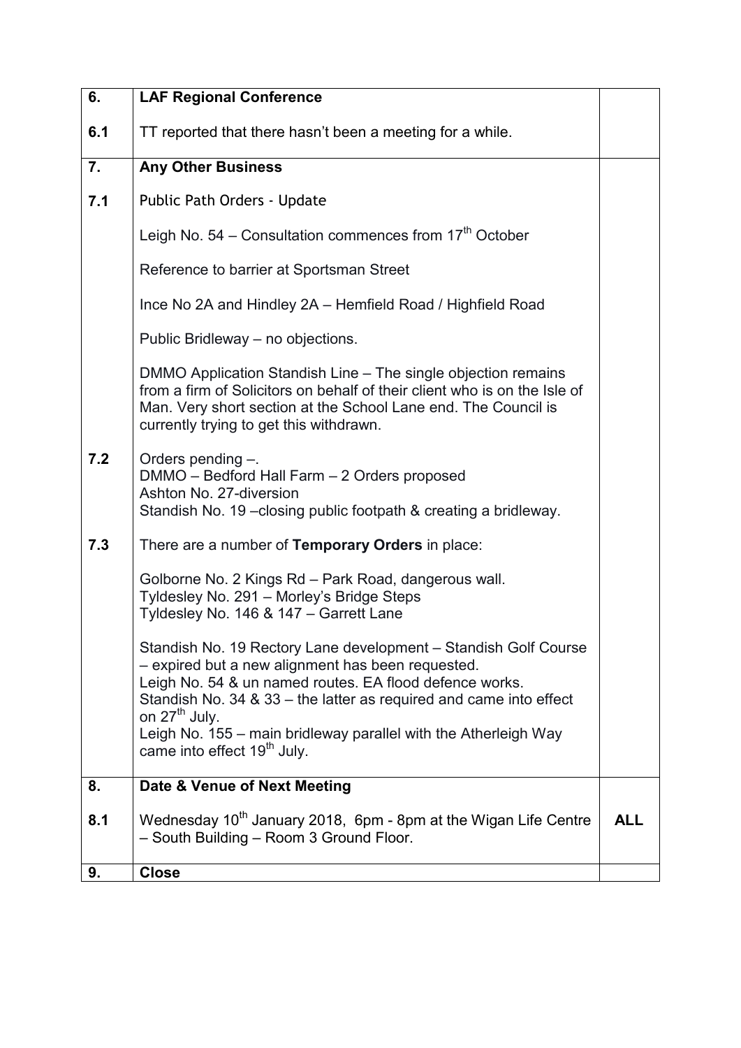| | | |
|---|---|---|
| **6.** | **LAF Regional Conference** | |
| **6.1** | TT reported that there hasn't been a meeting for a while. | |
| **7.** | **Any Other Business** | |
| **7.1** | Public Path Orders - Update<br><br>Leigh No. 54 – Consultation commences from 17th October<br><br>Reference to barrier at Sportsman Street<br><br>Ince No 2A and Hindley 2A – Hemfield Road / Highfield Road<br><br>Public Bridleway – no objections.<br><br>DMMO Application Standish Line – The single objection remains from a firm of Solicitors on behalf of their client who is on the Isle of Man. Very short section at the School Lane end. The Council is currently trying to get this withdrawn. | |
| **7.2** | Orders pending –.<br>DMMO – Bedford Hall Farm – 2 Orders proposed<br>Ashton No. 27-diversion<br>Standish No. 19 –closing public footpath & creating a bridleway. | |
| **7.3** | There are a number of **Temporary Orders** in place:<br><br>Golborne No. 2 Kings Rd – Park Road, dangerous wall.<br>Tyldesley No. 291 – Morley's Bridge Steps<br>Tyldesley No. 146 & 147 – Garrett Lane<br><br>Standish No. 19 Rectory Lane development – Standish Golf Course – expired but a new alignment has been requested.<br>Leigh No. 54 & un named routes. EA flood defence works.<br>Standish No. 34 & 33 – the latter as required and came into effect on 27th July.<br>Leigh No. 155 – main bridleway parallel with the Atherleigh Way came into effect 19th July. | |
| **8.** | **Date & Venue of Next Meeting** | |
| **8.1** | Wednesday 10th January 2018, 6pm - 8pm at the Wigan Life Centre – South Building – Room 3 Ground Floor. | **ALL** |
| **9.** | **Close** | |